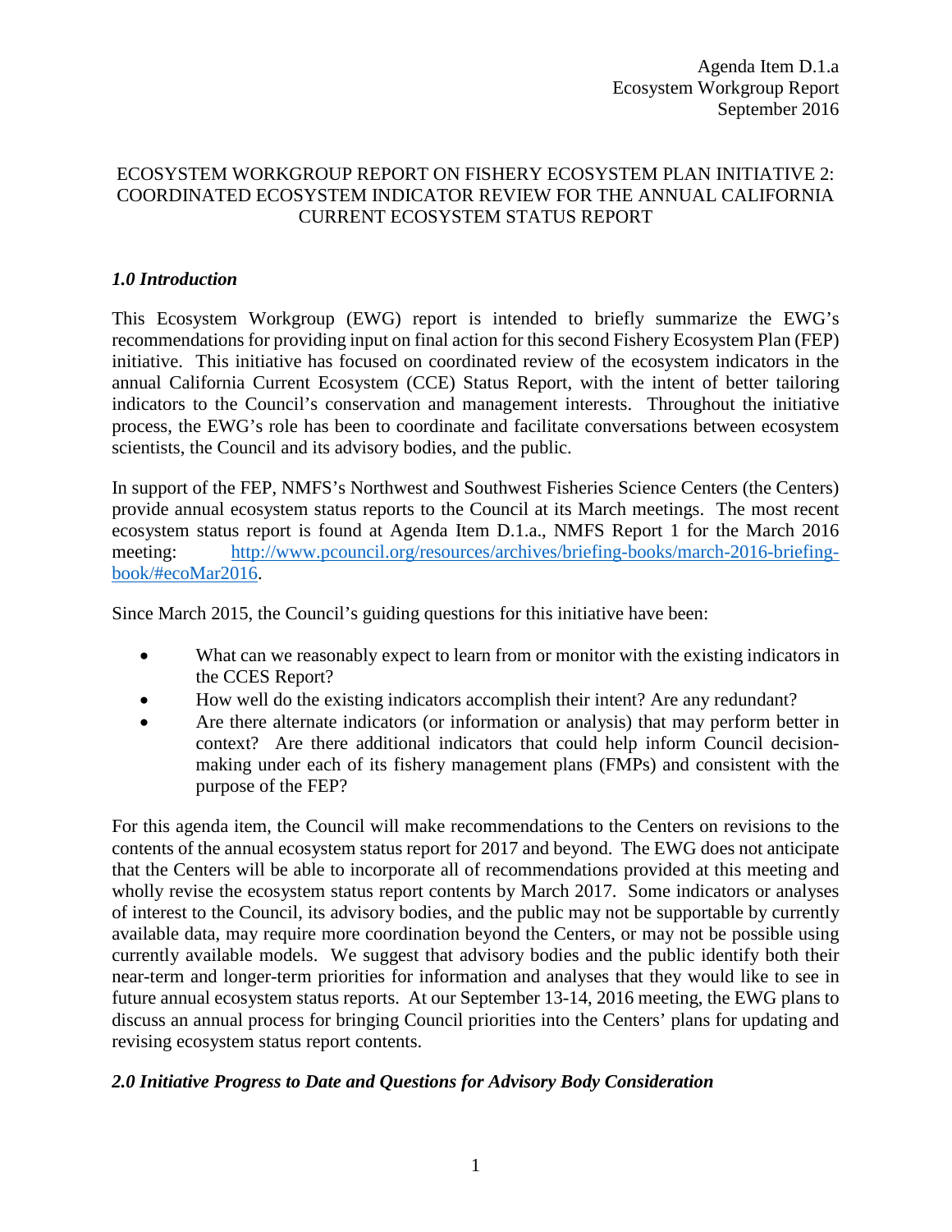Agenda Item D.1.a
Ecosystem Workgroup Report
September 2016

# ECOSYSTEM WORKGROUP REPORT ON FISHERY ECOSYSTEM PLAN INITIATIVE 2: COORDINATED ECOSYSTEM INDICATOR REVIEW FOR THE ANNUAL CALIFORNIA CURRENT ECOSYSTEM STATUS REPORT

## *1.0 Introduction*

This Ecosystem Workgroup (EWG) report is intended to briefly summarize the EWG's recommendations for providing input on final action for this second Fishery Ecosystem Plan (FEP) initiative. This initiative has focused on coordinated review of the ecosystem indicators in the annual California Current Ecosystem (CCE) Status Report, with the intent of better tailoring indicators to the Council's conservation and management interests. Throughout the initiative process, the EWG's role has been to coordinate and facilitate conversations between ecosystem scientists, the Council and its advisory bodies, and the public.

In support of the FEP, NMFS's Northwest and Southwest Fisheries Science Centers (the Centers) provide annual ecosystem status reports to the Council at its March meetings. The most recent ecosystem status report is found at Agenda Item D.1.a., NMFS Report 1 for the March 2016 meeting: [http://www.pcouncil.org/resources/archives/briefing-books/march-2016-briefing-book/#ecoMar2016](http://www.pcouncil.org/resources/archives/briefing-books/march-2016-briefing-book/#ecoMar2016).

Since March 2015, the Council's guiding questions for this initiative have been:

- What can we reasonably expect to learn from or monitor with the existing indicators in the CCES Report?
- How well do the existing indicators accomplish their intent? Are any redundant?
- Are there alternate indicators (or information or analysis) that may perform better in context? Are there additional indicators that could help inform Council decision-making under each of its fishery management plans (FMPs) and consistent with the purpose of the FEP?

For this agenda item, the Council will make recommendations to the Centers on revisions to the contents of the annual ecosystem status report for 2017 and beyond. The EWG does not anticipate that the Centers will be able to incorporate all of recommendations provided at this meeting and wholly revise the ecosystem status report contents by March 2017. Some indicators or analyses of interest to the Council, its advisory bodies, and the public may not be supportable by currently available data, may require more coordination beyond the Centers, or may not be possible using currently available models. We suggest that advisory bodies and the public identify both their near-term and longer-term priorities for information and analyses that they would like to see in future annual ecosystem status reports. At our September 13-14, 2016 meeting, the EWG plans to discuss an annual process for bringing Council priorities into the Centers' plans for updating and revising ecosystem status report contents.

## *2.0 Initiative Progress to Date and Questions for Advisory Body Consideration*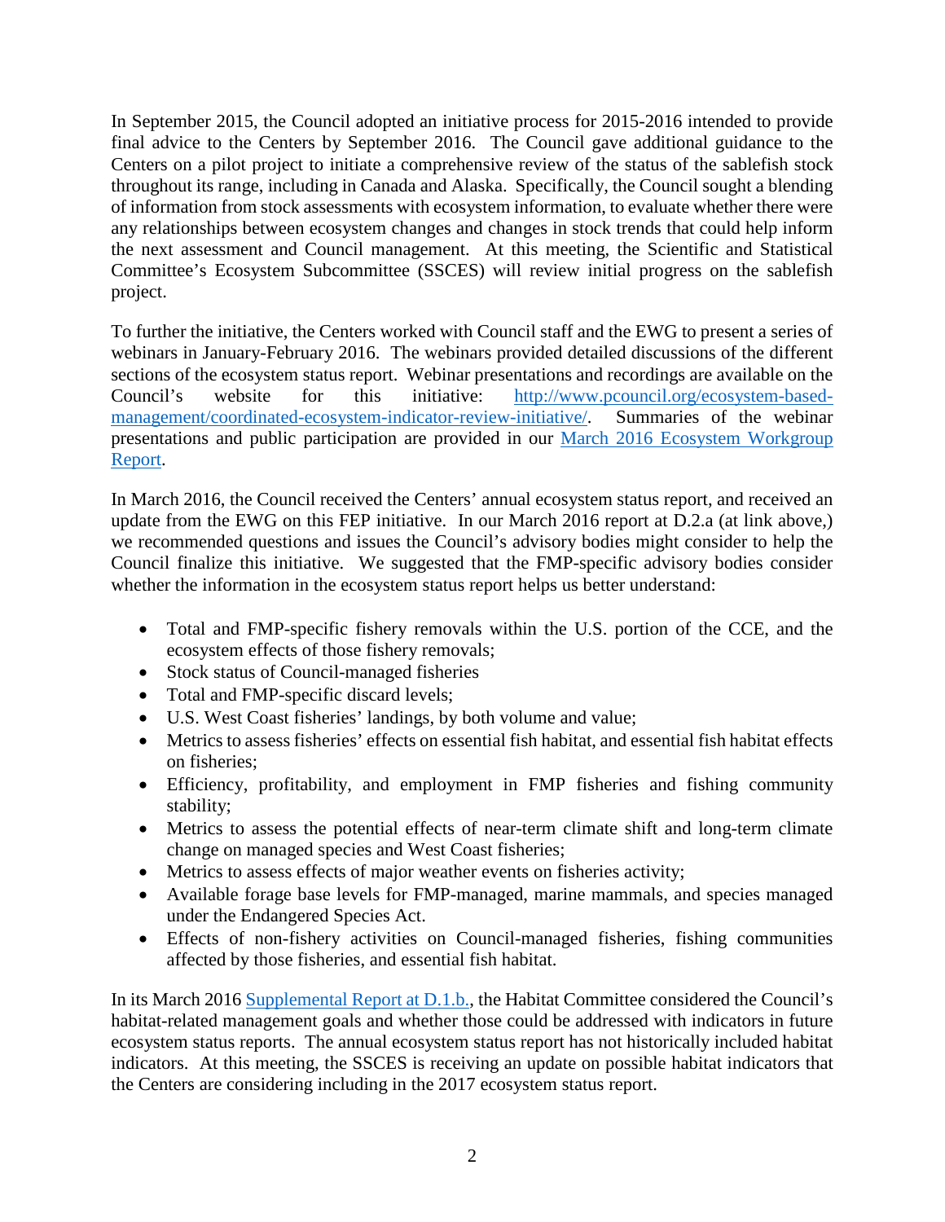In September 2015, the Council adopted an initiative process for 2015-2016 intended to provide final advice to the Centers by September 2016. The Council gave additional guidance to the Centers on a pilot project to initiate a comprehensive review of the status of the sablefish stock throughout its range, including in Canada and Alaska. Specifically, the Council sought a blending of information from stock assessments with ecosystem information, to evaluate whether there were any relationships between ecosystem changes and changes in stock trends that could help inform the next assessment and Council management. At this meeting, the Scientific and Statistical Committee's Ecosystem Subcommittee (SSCES) will review initial progress on the sablefish project.

To further the initiative, the Centers worked with Council staff and the EWG to present a series of webinars in January-February 2016. The webinars provided detailed discussions of the different sections of the ecosystem status report. Webinar presentations and recordings are available on the Council's website for this initiative: [http://www.pcouncil.org/ecosystem-based-management/coordinated-ecosystem-indicator-review-initiative/](http://www.pcouncil.org/ecosystem-based-management/coordinated-ecosystem-indicator-review-initiative/). Summaries of the webinar presentations and public participation are provided in our [March 2016 Ecosystem Workgroup Report](#).

In March 2016, the Council received the Centers' annual ecosystem status report, and received an update from the EWG on this FEP initiative. In our March 2016 report at D.2.a (at link above,) we recommended questions and issues the Council's advisory bodies might consider to help the Council finalize this initiative. We suggested that the FMP-specific advisory bodies consider whether the information in the ecosystem status report helps us better understand:

- Total and FMP-specific fishery removals within the U.S. portion of the CCE, and the ecosystem effects of those fishery removals;
- Stock status of Council-managed fisheries
- Total and FMP-specific discard levels;
- U.S. West Coast fisheries' landings, by both volume and value;
- Metrics to assess fisheries' effects on essential fish habitat, and essential fish habitat effects on fisheries;
- Efficiency, profitability, and employment in FMP fisheries and fishing community stability;
- Metrics to assess the potential effects of near-term climate shift and long-term climate change on managed species and West Coast fisheries;
- Metrics to assess effects of major weather events on fisheries activity;
- Available forage base levels for FMP-managed, marine mammals, and species managed under the Endangered Species Act.
- Effects of non-fishery activities on Council-managed fisheries, fishing communities affected by those fisheries, and essential fish habitat.

In its March 2016 [Supplemental Report at D.1.b.](#), the Habitat Committee considered the Council's habitat-related management goals and whether those could be addressed with indicators in future ecosystem status reports. The annual ecosystem status report has not historically included habitat indicators. At this meeting, the SSCES is receiving an update on possible habitat indicators that the Centers are considering including in the 2017 ecosystem status report.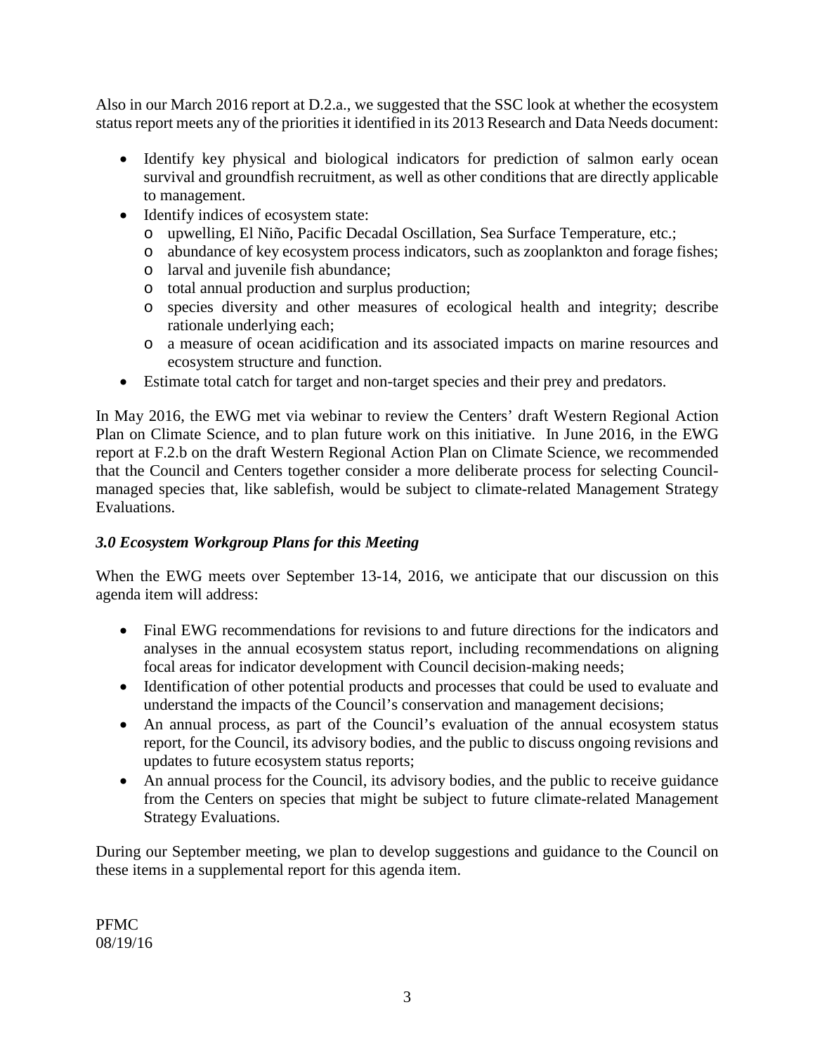Also in our March 2016 report at D.2.a., we suggested that the SSC look at whether the ecosystem status report meets any of the priorities it identified in its 2013 Research and Data Needs document:

- Identify key physical and biological indicators for prediction of salmon early ocean survival and groundfish recruitment, as well as other conditions that are directly applicable to management.
- Identify indices of ecosystem state:
  - upwelling, El Niño, Pacific Decadal Oscillation, Sea Surface Temperature, etc.;
  - abundance of key ecosystem process indicators, such as zooplankton and forage fishes;
  - larval and juvenile fish abundance;
  - total annual production and surplus production;
  - species diversity and other measures of ecological health and integrity; describe rationale underlying each;
  - a measure of ocean acidification and its associated impacts on marine resources and ecosystem structure and function.
- Estimate total catch for target and non-target species and their prey and predators.

In May 2016, the EWG met via webinar to review the Centers' draft Western Regional Action Plan on Climate Science, and to plan future work on this initiative. In June 2016, in the EWG report at F.2.b on the draft Western Regional Action Plan on Climate Science, we recommended that the Council and Centers together consider a more deliberate process for selecting Council-managed species that, like sablefish, would be subject to climate-related Management Strategy Evaluations.

### *3.0 Ecosystem Workgroup Plans for this Meeting*

When the EWG meets over September 13-14, 2016, we anticipate that our discussion on this agenda item will address:

- Final EWG recommendations for revisions to and future directions for the indicators and analyses in the annual ecosystem status report, including recommendations on aligning focal areas for indicator development with Council decision-making needs;
- Identification of other potential products and processes that could be used to evaluate and understand the impacts of the Council's conservation and management decisions;
- An annual process, as part of the Council's evaluation of the annual ecosystem status report, for the Council, its advisory bodies, and the public to discuss ongoing revisions and updates to future ecosystem status reports;
- An annual process for the Council, its advisory bodies, and the public to receive guidance from the Centers on species that might be subject to future climate-related Management Strategy Evaluations.

During our September meeting, we plan to develop suggestions and guidance to the Council on these items in a supplemental report for this agenda item.

PFMC
08/19/16